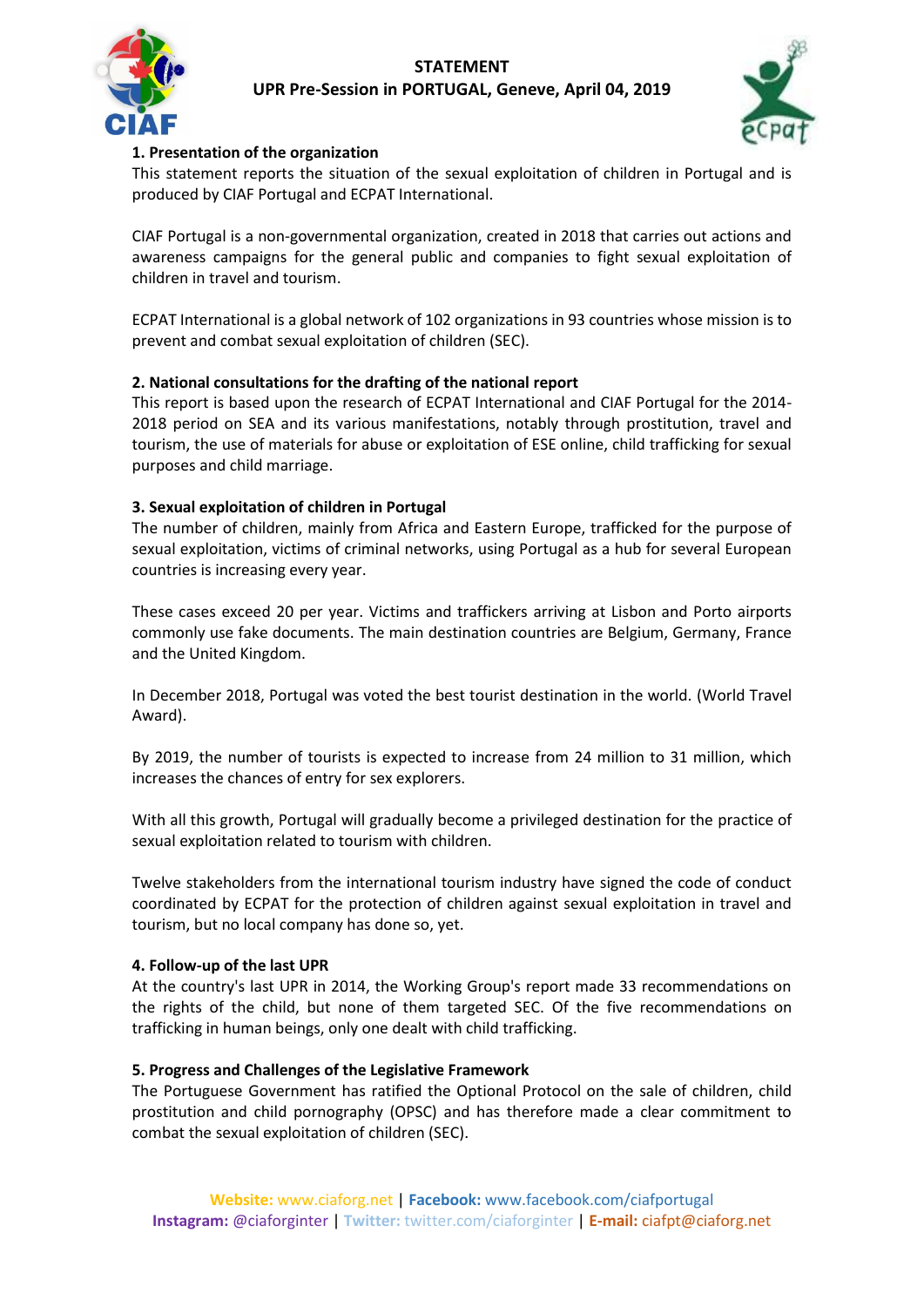**STATEMENT**
**UPR Pre-Session in PORTUGAL, Geneve, April 04, 2019**

### 1. Presentation of the organization

This statement reports the situation of the sexual exploitation of children in Portugal and is produced by CIAF Portugal and ECPAT International.

CIAF Portugal is a non-governmental organization, created in 2018 that carries out actions and awareness campaigns for the general public and companies to fight sexual exploitation of children in travel and tourism.

ECPAT International is a global network of 102 organizations in 93 countries whose mission is to prevent and combat sexual exploitation of children (SEC).

### 2. National consultations for the drafting of the national report

This report is based upon the research of ECPAT International and CIAF Portugal for the 2014-2018 period on SEA and its various manifestations, notably through prostitution, travel and tourism, the use of materials for abuse or exploitation of ESE online, child trafficking for sexual purposes and child marriage.

### 3. Sexual exploitation of children in Portugal

The number of children, mainly from Africa and Eastern Europe, trafficked for the purpose of sexual exploitation, victims of criminal networks, using Portugal as a hub for several European countries is increasing every year.

These cases exceed 20 per year. Victims and traffickers arriving at Lisbon and Porto airports commonly use fake documents. The main destination countries are Belgium, Germany, France and the United Kingdom.

In December 2018, Portugal was voted the best tourist destination in the world. (World Travel Award).

By 2019, the number of tourists is expected to increase from 24 million to 31 million, which increases the chances of entry for sex explorers.

With all this growth, Portugal will gradually become a privileged destination for the practice of sexual exploitation related to tourism with children.

Twelve stakeholders from the international tourism industry have signed the code of conduct coordinated by ECPAT for the protection of children against sexual exploitation in travel and tourism, but no local company has done so, yet.

### 4. Follow-up of the last UPR

At the country's last UPR in 2014, the Working Group's report made 33 recommendations on the rights of the child, but none of them targeted SEC. Of the five recommendations on trafficking in human beings, only one dealt with child trafficking.

### 5. Progress and Challenges of the Legislative Framework

The Portuguese Government has ratified the Optional Protocol on the sale of children, child prostitution and child pornography (OPSC) and has therefore made a clear commitment to combat the sexual exploitation of children (SEC).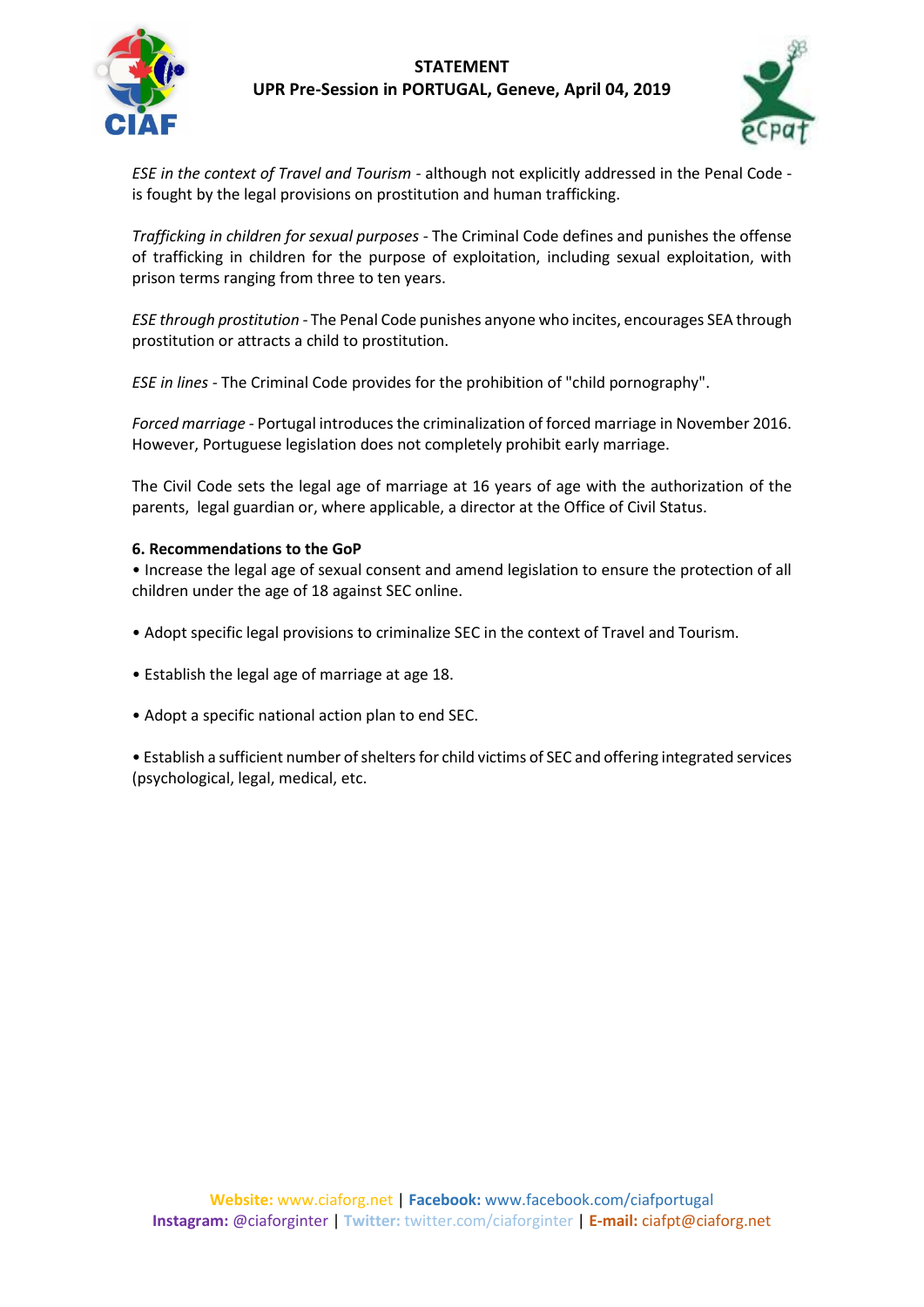*ESE in the context of Travel and Tourism* - although not explicitly addressed in the Penal Code - is fought by the legal provisions on prostitution and human trafficking.

*Trafficking in children for sexual purposes* - The Criminal Code defines and punishes the offense of trafficking in children for the purpose of exploitation, including sexual exploitation, with prison terms ranging from three to ten years.

*ESE through prostitution* - The Penal Code punishes anyone who incites, encourages SEA through prostitution or attracts a child to prostitution.

*ESE in lines* - The Criminal Code provides for the prohibition of "child pornography".

*Forced marriage* - Portugal introduces the criminalization of forced marriage in November 2016. However, Portuguese legislation does not completely prohibit early marriage.

The Civil Code sets the legal age of marriage at 16 years of age with the authorization of the parents, legal guardian or, where applicable, a director at the Office of Civil Status.

**6. Recommendations to the GoP**

- Increase the legal age of sexual consent and amend legislation to ensure the protection of all children under the age of 18 against SEC online.

- Adopt specific legal provisions to criminalize SEC in the context of Travel and Tourism.

- Establish the legal age of marriage at age 18.

- Adopt a specific national action plan to end SEC.

- Establish a sufficient number of shelters for child victims of SEC and offering integrated services (psychological, legal, medical, etc.